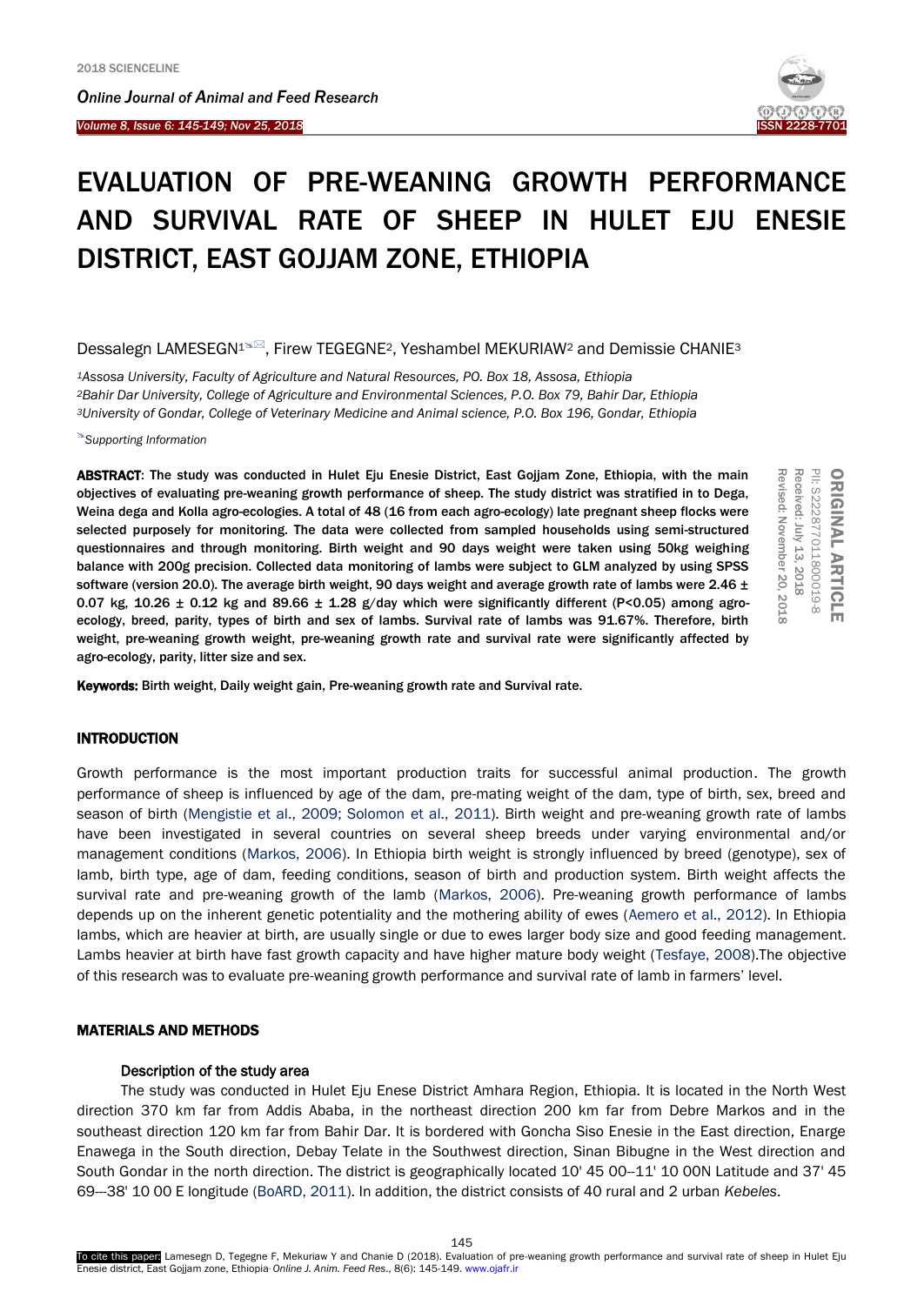# EVALUATION OF PRE-WEANING GROWTH PERFORMANCE AND SURVIVAL RATE OF SHEEP IN HULET EJU ENESIE DISTRICT, EAST GOJJAM ZONE, ETHIOPIA

Dessalegn LAMESEGN[1], Firew TEGEGNE[2], Yeshambel MEKURIAW[2] and Demissie CHANIE[3]

[1]Assosa University, Faculty of Agriculture and Natural Resources, PO. Box 18, Assosa, Ethiopia
[2]Bahir Dar University, College of Agriculture and Environmental Sciences, P.O. Box 79, Bahir Dar, Ethiopia
[3]University of Gondar, College of Veterinary Medicine and Animal science, P.O. Box 196, Gondar, Ethiopia

Supporting Information

ORIGINAL ARTICLE
PII: S222877011800019-8
Received: July 13, 2018
Revised: November 20, 2018

**ABSTRACT: The study was conducted in Hulet Eju Enesie District, East Gojjam Zone, Ethiopia, with the main objectives of evaluating pre-weaning growth performance of sheep. The study district was stratified in to Dega, Weina dega and Kolla agro-ecologies. A total of 48 (16 from each agro-ecology) late pregnant sheep flocks were selected purposely for monitoring. The data were collected from sampled households using semi-structured questionnaires and through monitoring. Birth weight and 90 days weight were taken using 50kg weighing balance with 200g precision. Collected data monitoring of lambs were subject to GLM analyzed by using SPSS software (version 20.0). The average birth weight, 90 days weight and average growth rate of lambs were 2.46 ± 0.07 kg, 10.26 ± 0.12 kg and 89.66 ± 1.28 g/day which were significantly different ($P<0.05$) among agro-ecology, breed, parity, types of birth and sex of lambs. Survival rate of lambs was 91.67%. Therefore, birth weight, pre-weaning growth weight, pre-weaning growth rate and survival rate were significantly affected by agro-ecology, parity, litter size and sex.**

**Keywords: Birth weight, Daily weight gain, Pre-weaning growth rate and Survival rate.**

## INTRODUCTION

Growth performance is the most important production traits for successful animal production. The growth performance of sheep is influenced by age of the dam, pre-mating weight of the dam, type of birth, sex, breed and season of birth (Mengistie et al., 2009; Solomon et al., 2011). Birth weight and pre-weaning growth rate of lambs have been investigated in several countries on several sheep breeds under varying environmental and/or management conditions (Markos, 2006). In Ethiopia birth weight is strongly influenced by breed (genotype), sex of lamb, birth type, age of dam, feeding conditions, season of birth and production system. Birth weight affects the survival rate and pre-weaning growth of the lamb (Markos, 2006). Pre-weaning growth performance of lambs depends up on the inherent genetic potentiality and the mothering ability of ewes (Aemero et al., 2012). In Ethiopia lambs, which are heavier at birth, are usually single or due to ewes larger body size and good feeding management. Lambs heavier at birth have fast growth capacity and have higher mature body weight (Tesfaye, 2008).The objective of this research was to evaluate pre-weaning growth performance and survival rate of lamb in farmers' level.

## MATERIALS AND METHODS

### Description of the study area

The study was conducted in Hulet Eju Enese District Amhara Region, Ethiopia. It is located in the North West direction 370 km far from Addis Ababa, in the northeast direction 200 km far from Debre Markos and in the southeast direction 120 km far from Bahir Dar. It is bordered with Goncha Siso Enesie in the East direction, Enarge Enawega in the South direction, Debay Telate in the Southwest direction, Sinan Bibugne in the West direction and South Gondar in the north direction. The district is geographically located 10' 45 00--11' 10 00N Latitude and 37' 45 69---38' 10 00 E longitude (BoARD, 2011). In addition, the district consists of 40 rural and 2 urban *Kebeles*.

To cite this paper: Lamesegn D, Tegegne F, Mekuriaw Y and Chanie D (2018). Evaluation of pre-weaning growth performance and survival rate of sheep in Hulet Eju Enesie district, East Gojjam zone, Ethiopia. *Online J. Anim. Feed Res.*, 8(6): 145-149. www.ojafr.ir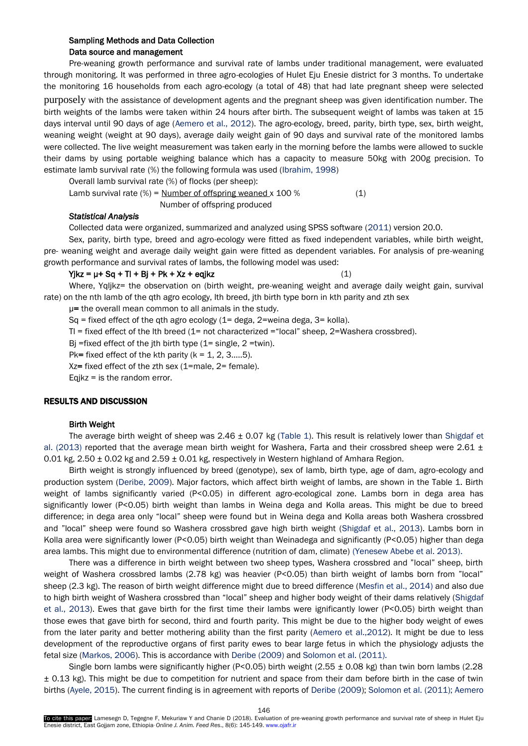## Sampling Methods and Data Collection

### Data source and management

Pre-weaning growth performance and survival rate of lambs under traditional management, were evaluated through monitoring. It was performed in three agro-ecologies of Hulet Eju Enesie district for 3 months. To undertake the monitoring 16 households from each agro-ecology (a total of 48) that had late pregnant sheep were selected purposely with the assistance of development agents and the pregnant sheep was given identification number. The birth weights of the lambs were taken within 24 hours after birth. The subsequent weight of lambs was taken at 15 days interval until 90 days of age (Aemero et al., 2012). The agro-ecology, breed, parity, birth type, sex, birth weight, weaning weight (weight at 90 days), average daily weight gain of 90 days and survival rate of the monitored lambs were collected. The live weight measurement was taken early in the morning before the lambs were allowed to suckle their dams by using portable weighing balance which has a capacity to measure 50kg with 200g precision. To estimate lamb survival rate (%) the following formula was used (Ibrahim, 1998)

Overall lamb survival rate (%) of flocks (per sheep):

$$\text{Lamb survival rate (\%)} = \frac{\text{Number of offspring weaned}}{\text{Number of offspring produced}} \times 100\ \% \qquad (1)$$

### *Statistical Analysis*

Collected data were organized, summarized and analyzed using SPSS software (2011) version 20.0.

Sex, parity, birth type, breed and agro-ecology were fitted as fixed independent variables, while birth weight, pre- weaning weight and average daily weight gain were fitted as dependent variables. For analysis of pre-weaning growth performance and survival rates of lambs, the following model was used:

$$Y_{jkz} = \mu + S_q + T_l + B_j + P_k + X_z + e_{qjkz} \qquad (1)$$

Where, $Y_{qljkz}$= the observation on (birth weight, pre-weaning weight and average daily weight gain, survival rate) on the nth lamb of the qth agro ecology, lth breed, jth birth type born in kth parity and zth sex

μ= the overall mean common to all animals in the study.

$S_q$ = fixed effect of the qth agro ecology (1= dega, 2=weina dega, 3= kolla).

$T_l$ = fixed effect of the lth breed (1= not characterized ="local" sheep, 2=Washera crossbred).

$B_j$ =fixed effect of the jth birth type (1= single, 2 =twin).

$P_k$= fixed effect of the kth parity (k = 1, 2, 3.....5).

$X_z$= fixed effect of the zth sex (1=male, 2= female).

$E_{qjkz}$ = is the random error.

# RESULTS AND DISCUSSION

## Birth Weight

The average birth weight of sheep was 2.46 ± 0.07 kg (Table 1). This result is relatively lower than Shigdaf et al. (2013) reported that the average mean birth weight for Washera, Farta and their crossbred sheep were 2.61 ± 0.01 kg, 2.50 ± 0.02 kg and 2.59 ± 0.01 kg, respectively in Western highland of Amhara Region.

Birth weight is strongly influenced by breed (genotype), sex of lamb, birth type, age of dam, agro-ecology and production system (Deribe, 2009). Major factors, which affect birth weight of lambs, are shown in the Table 1. Birth weight of lambs significantly varied ($P<0.05$) in different agro-ecological zone. Lambs born in dega area has significantly lower ($P<0.05$) birth weight than lambs in Weina dega and Kolla areas. This might be due to breed difference; in dega area only "local" sheep were found but in Weina dega and Kolla areas both Washera crossbred and "local" sheep were found so Washera crossbred gave high birth weight (Shigdaf et al., 2013). Lambs born in Kolla area were significantly lower ($P<0.05$) birth weight than Weinadega and significantly ($P<0.05$) higher than dega area lambs. This might due to environmental difference (nutrition of dam, climate) (Yenesew Abebe et al. 2013).

There was a difference in birth weight between two sheep types, Washera crossbred and "local" sheep, birth weight of Washera crossbred lambs (2.78 kg) was heavier ($P<0.05$) than birth weight of lambs born from "local" sheep (2.3 kg). The reason of birth weight difference might due to breed difference (Mesfin et al., 2014) and also due to high birth weight of Washera crossbred than "local" sheep and higher body weight of their dams relatively (Shigdaf et al., 2013). Ewes that gave birth for the first time their lambs were ignificantly lower ($P<0.05$) birth weight than those ewes that gave birth for second, third and fourth parity. This might be due to the higher body weight of ewes from the later parity and better mothering ability than the first parity (Aemero et al.,2012). It might be due to less development of the reproductive organs of first parity ewes to bear large fetus in which the physiology adjusts the fetal size (Markos, 2006). This is accordance with Deribe (2009) and Solomon et al. (2011).

Single born lambs were significantly higher ($P<0.05$) birth weight (2.55 ± 0.08 kg) than twin born lambs (2.28 ± 0.13 kg). This might be due to competition for nutrient and space from their dam before birth in the case of twin births (Ayele, 2015). The current finding is in agreement with reports of Deribe (2009); Solomon et al. (2011); Aemero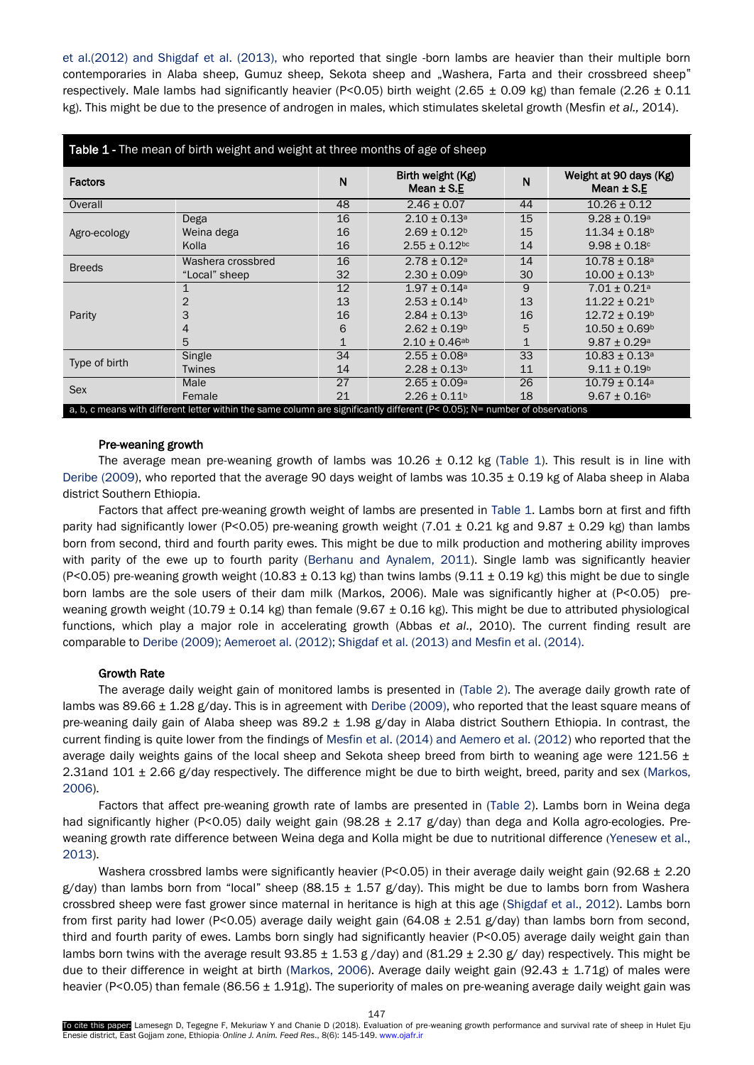et al.(2012) and Shigdaf et al. (2013), who reported that single -born lambs are heavier than their multiple born contemporaries in Alaba sheep, Gumuz sheep, Sekota sheep and „Washera, Farta and their crossbreed sheep" respectively. Male lambs had significantly heavier (P<0.05) birth weight (2.65 ± 0.09 kg) than female (2.26 ± 0.11 kg). This might be due to the presence of androgen in males, which stimulates skeletal growth (Mesfin *et al.,* 2014).

**Table 1** - The mean of birth weight and weight at three months of age of sheep

| Factors | | N | Birth weight (Kg) Mean ± S.E | N | Weight at 90 days (Kg) Mean ± S.E |
|---|---|---|---|---|---|
| Overall | | 48 | 2.46 ± 0.07 | 44 | 10.26 ± 0.12 |
| Agro-ecology | Dega | 16 | 2.10 ± 0.13[a] | 15 | 9.28 ± 0.19[a] |
| | Weina dega | 16 | 2.69 ± 0.12[b] | 15 | 11.34 ± 0.18[b] |
| | Kolla | 16 | 2.55 ± 0.12[bc] | 14 | 9.98 ± 0.18[c] |
| Breeds | Washera crossbred | 16 | 2.78 ± 0.12[a] | 14 | 10.78 ± 0.18[a] |
| | "Local" sheep | 32 | 2.30 ± 0.09[b] | 30 | 10.00 ± 0.13[b] |
| Parity | 1 | 12 | 1.97 ± 0.14[a] | 9 | 7.01 ± 0.21[a] |
| | 2 | 13 | 2.53 ± 0.14[b] | 13 | 11.22 ± 0.21[b] |
| | 3 | 16 | 2.84 ± 0.13[b] | 16 | 12.72 ± 0.19[b] |
| | 4 | 6 | 2.62 ± 0.19[b] | 5 | 10.50 ± 0.69[b] |
| | 5 | 1 | 2.10 ± 0.46[ab] | 1 | 9.87 ± 0.29[a] |
| Type of birth | Single | 34 | 2.55 ± 0.08[a] | 33 | 10.83 ± 0.13[a] |
| | Twines | 14 | 2.28 ± 0.13[b] | 11 | 9.11 ± 0.19[b] |
| Sex | Male | 27 | 2.65 ± 0.09[a] | 26 | 10.79 ± 0.14[a] |
| | Female | 21 | 2.26 ± 0.11[b] | 18 | 9.67 ± 0.16[b] |

a, b, c means with different letter within the same column are significantly different (P< 0.05); N= number of observations

### Pre-weaning growth

The average mean pre-weaning growth of lambs was 10.26 ± 0.12 kg (Table 1). This result is in line with Deribe (2009), who reported that the average 90 days weight of lambs was 10.35 ± 0.19 kg of Alaba sheep in Alaba district Southern Ethiopia.

Factors that affect pre-weaning growth weight of lambs are presented in Table 1. Lambs born at first and fifth parity had significantly lower (P<0.05) pre-weaning growth weight (7.01 ± 0.21 kg and 9.87 ± 0.29 kg) than lambs born from second, third and fourth parity ewes. This might be due to milk production and mothering ability improves with parity of the ewe up to fourth parity (Berhanu and Aynalem, 2011). Single lamb was significantly heavier (P<0.05) pre-weaning growth weight (10.83 ± 0.13 kg) than twins lambs (9.11 ± 0.19 kg) this might be due to single born lambs are the sole users of their dam milk (Markos, 2006). Male was significantly higher at (P<0.05) pre-weaning growth weight (10.79 ± 0.14 kg) than female (9.67 ± 0.16 kg). This might be due to attributed physiological functions, which play a major role in accelerating growth (Abbas *et al*., 2010). The current finding result are comparable to Deribe (2009); Aemeroet al. (2012); Shigdaf et al. (2013) and Mesfin et al. (2014).

### Growth Rate

The average daily weight gain of monitored lambs is presented in (Table 2). The average daily growth rate of lambs was 89.66 ± 1.28 g/day. This is in agreement with Deribe (2009), who reported that the least square means of pre-weaning daily gain of Alaba sheep was 89.2 ± 1.98 g/day in Alaba district Southern Ethiopia. In contrast, the current finding is quite lower from the findings of Mesfin et al. (2014) and Aemero et al. (2012) who reported that the average daily weights gains of the local sheep and Sekota sheep breed from birth to weaning age were 121.56 ± 2.31and 101 ± 2.66 g/day respectively. The difference might be due to birth weight, breed, parity and sex (Markos, 2006).

Factors that affect pre-weaning growth rate of lambs are presented in (Table 2). Lambs born in Weina dega had significantly higher (P<0.05) daily weight gain (98.28 ± 2.17 g/day) than dega and Kolla agro-ecologies. Pre-weaning growth rate difference between Weina dega and Kolla might be due to nutritional difference (Yenesew et al., 2013).

Washera crossbred lambs were significantly heavier (P<0.05) in their average daily weight gain (92.68 ± 2.20 g/day) than lambs born from "local" sheep (88.15 ± 1.57 g/day). This might be due to lambs born from Washera crossbred sheep were fast grower since maternal in heritance is high at this age (Shigdaf et al., 2012). Lambs born from first parity had lower (P<0.05) average daily weight gain (64.08 ± 2.51 g/day) than lambs born from second, third and fourth parity of ewes. Lambs born singly had significantly heavier (P<0.05) average daily weight gain than lambs born twins with the average result 93.85 ± 1.53 g /day) and (81.29 ± 2.30 g/ day) respectively. This might be due to their difference in weight at birth (Markos, 2006). Average daily weight gain (92.43 ± 1.71g) of males were heavier (P<0.05) than female (86.56 ± 1.91g). The superiority of males on pre-weaning average daily weight gain was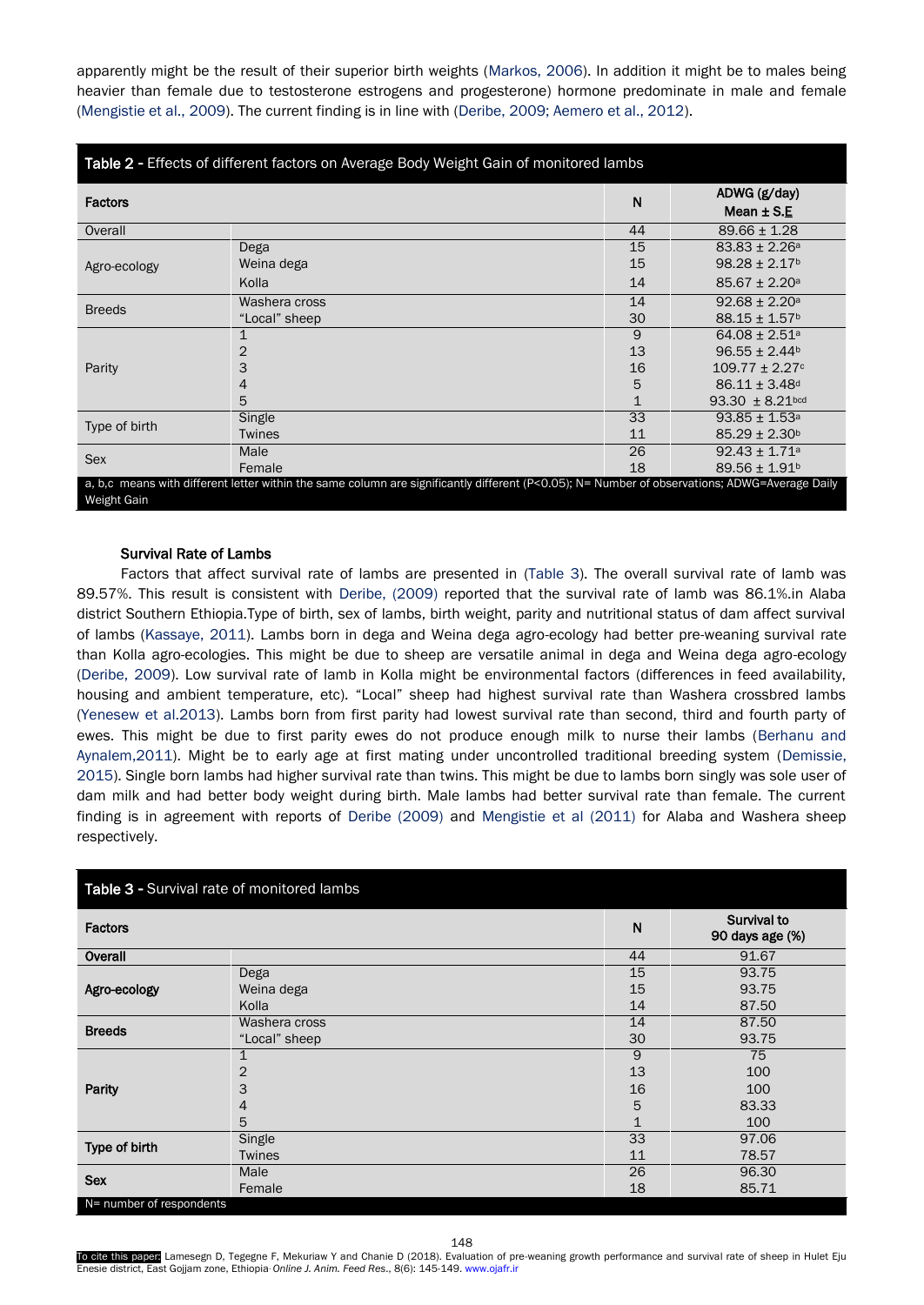apparently might be the result of their superior birth weights (Markos, 2006). In addition it might be to males being heavier than female due to testosterone estrogens and progesterone) hormone predominate in male and female (Mengistie et al., 2009). The current finding is in line with (Deribe, 2009; Aemero et al., 2012).

**Table 2 -** Effects of different factors on Average Body Weight Gain of monitored lambs

| Factors | | N | ADWG (g/day) Mean ± S.E |
|---|---|---|---|
| Overall | | 44 | 89.66 ± 1.28 |
| Agro-ecology | Dega | 15 | 83.83 ± 2.26[a] |
| | Weina dega | 15 | 98.28 ± 2.17[b] |
| | Kolla | 14 | 85.67 ± 2.20[a] |
| Breeds | Washera cross | 14 | 92.68 ± 2.20[a] |
| | "Local" sheep | 30 | 88.15 ± 1.57[b] |
| Parity | 1 | 9 | 64.08 ± 2.51[a] |
| | 2 | 13 | 96.55 ± 2.44[b] |
| | 3 | 16 | 109.77 ± 2.27[c] |
| | 4 | 5 | 86.11 ± 3.48[d] |
| | 5 | 1 | 93.30 ± 8.21[bcd] |
| Type of birth | Single | 33 | 93.85 ± 1.53[a] |
| | Twines | 11 | 85.29 ± 2.30[b] |
| Sex | Male | 26 | 92.43 ± 1.71[a] |
| | Female | 18 | 89.56 ± 1.91[b] |

a, b,c means with different letter within the same column are significantly different (P<0.05); N= Number of observations; ADWG=Average Daily Weight Gain

### Survival Rate of Lambs

Factors that affect survival rate of lambs are presented in (Table 3). The overall survival rate of lamb was 89.57%. This result is consistent with Deribe, (2009) reported that the survival rate of lamb was 86.1%.in Alaba district Southern Ethiopia.Type of birth, sex of lambs, birth weight, parity and nutritional status of dam affect survival of lambs (Kassaye, 2011). Lambs born in dega and Weina dega agro-ecology had better pre-weaning survival rate than Kolla agro-ecologies. This might be due to sheep are versatile animal in dega and Weina dega agro-ecology (Deribe, 2009). Low survival rate of lamb in Kolla might be environmental factors (differences in feed availability, housing and ambient temperature, etc). "Local" sheep had highest survival rate than Washera crossbred lambs (Yenesew et al.2013). Lambs born from first parity had lowest survival rate than second, third and fourth party of ewes. This might be due to first parity ewes do not produce enough milk to nurse their lambs (Berhanu and Aynalem,2011). Might be to early age at first mating under uncontrolled traditional breeding system (Demissie, 2015). Single born lambs had higher survival rate than twins. This might be due to lambs born singly was sole user of dam milk and had better body weight during birth. Male lambs had better survival rate than female. The current finding is in agreement with reports of Deribe (2009) and Mengistie et al (2011) for Alaba and Washera sheep respectively.

**Table 3 -** Survival rate of monitored lambs

| Factors | | N | Survival to 90 days age (%) |
|---|---|---|---|
| **Overall** | | 44 | 91.67 |
| **Agro-ecology** | Dega | 15 | 93.75 |
| | Weina dega | 15 | 93.75 |
| | Kolla | 14 | 87.50 |
| **Breeds** | Washera cross | 14 | 87.50 |
| | "Local" sheep | 30 | 93.75 |
| **Parity** | 1 | 9 | 75 |
| | 2 | 13 | 100 |
| | 3 | 16 | 100 |
| | 4 | 5 | 83.33 |
| | 5 | 1 | 100 |
| **Type of birth** | Single | 33 | 97.06 |
| | Twines | 11 | 78.57 |
| **Sex** | Male | 26 | 96.30 |
| | Female | 18 | 85.71 |

N= number of respondents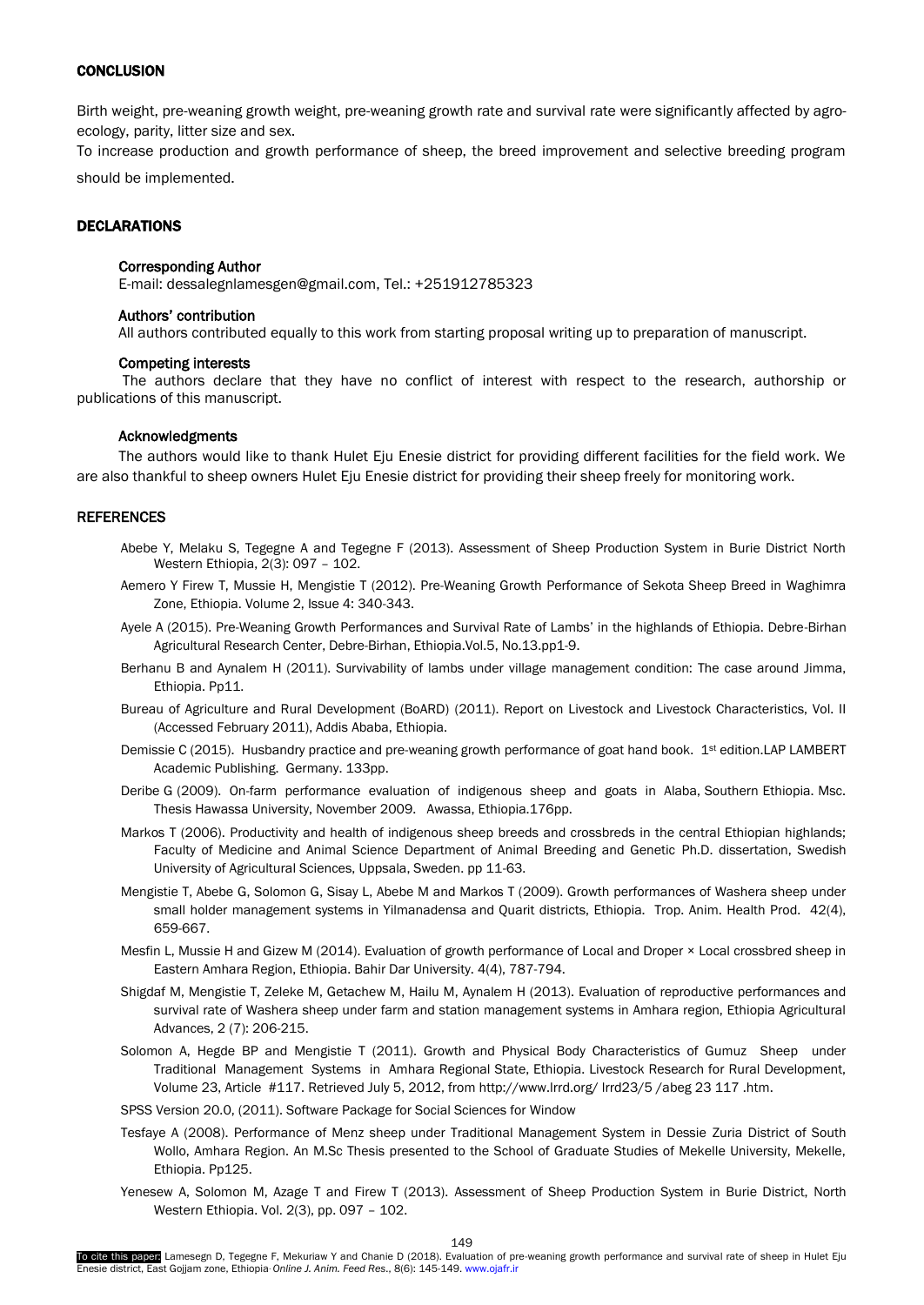## CONCLUSION

Birth weight, pre-weaning growth weight, pre-weaning growth rate and survival rate were significantly affected by agro-ecology, parity, litter size and sex.

To increase production and growth performance of sheep, the breed improvement and selective breeding program should be implemented.

## DECLARATIONS

### Corresponding Author

E-mail: dessalegnlamesgen@gmail.com, Tel.: +251912785323

### Authors' contribution

All authors contributed equally to this work from starting proposal writing up to preparation of manuscript.

### Competing interests

The authors declare that they have no conflict of interest with respect to the research, authorship or publications of this manuscript.

### Acknowledgments

The authors would like to thank Hulet Eju Enesie district for providing different facilities for the field work. We are also thankful to sheep owners Hulet Eju Enesie district for providing their sheep freely for monitoring work.

## REFERENCES

Abebe Y, Melaku S, Tegegne A and Tegegne F (2013). Assessment of Sheep Production System in Burie District North Western Ethiopia, 2(3): 097 – 102.

Aemero Y Firew T, Mussie H, Mengistie T (2012). Pre-Weaning Growth Performance of Sekota Sheep Breed in Waghimra Zone, Ethiopia. Volume 2, Issue 4: 340-343.

Ayele A (2015). Pre-Weaning Growth Performances and Survival Rate of Lambs' in the highlands of Ethiopia. Debre-Birhan Agricultural Research Center, Debre-Birhan, Ethiopia.Vol.5, No.13.pp1-9.

Berhanu B and Aynalem H (2011). Survivability of lambs under village management condition: The case around Jimma, Ethiopia. Pp11.

Bureau of Agriculture and Rural Development (BoARD) (2011). Report on Livestock and Livestock Characteristics, Vol. II (Accessed February 2011), Addis Ababa, Ethiopia.

Demissie C (2015). Husbandry practice and pre-weaning growth performance of goat hand book. 1st edition.LAP LAMBERT Academic Publishing. Germany. 133pp.

Deribe G (2009). On-farm performance evaluation of indigenous sheep and goats in Alaba, Southern Ethiopia. Msc. Thesis Hawassa University, November 2009. Awassa, Ethiopia.176pp.

Markos T (2006). Productivity and health of indigenous sheep breeds and crossbreds in the central Ethiopian highlands; Faculty of Medicine and Animal Science Department of Animal Breeding and Genetic Ph.D. dissertation, Swedish University of Agricultural Sciences, Uppsala, Sweden. pp 11-63.

Mengistie T, Abebe G, Solomon G, Sisay L, Abebe M and Markos T (2009). Growth performances of Washera sheep under small holder management systems in Yilmanadensa and Quarit districts, Ethiopia. Trop. Anim. Health Prod. 42(4), 659-667.

Mesfin L, Mussie H and Gizew M (2014). Evaluation of growth performance of Local and Droper × Local crossbred sheep in Eastern Amhara Region, Ethiopia. Bahir Dar University. 4(4), 787-794.

Shigdaf M, Mengistie T, Zeleke M, Getachew M, Hailu M, Aynalem H (2013). Evaluation of reproductive performances and survival rate of Washera sheep under farm and station management systems in Amhara region, Ethiopia Agricultural Advances, 2 (7): 206-215.

Solomon A, Hegde BP and Mengistie T (2011). Growth and Physical Body Characteristics of Gumuz Sheep under Traditional Management Systems in Amhara Regional State, Ethiopia. Livestock Research for Rural Development, Volume 23, Article #117. Retrieved July 5, 2012, from http://www.lrrd.org/ lrrd23/5 /abeg 23 117 .htm.

SPSS Version 20.0, (2011). Software Package for Social Sciences for Window

Tesfaye A (2008). Performance of Menz sheep under Traditional Management System in Dessie Zuria District of South Wollo, Amhara Region. An M.Sc Thesis presented to the School of Graduate Studies of Mekelle University, Mekelle, Ethiopia. Pp125.

Yenesew A, Solomon M, Azage T and Firew T (2013). Assessment of Sheep Production System in Burie District, North Western Ethiopia. Vol. 2(3), pp. 097 – 102.